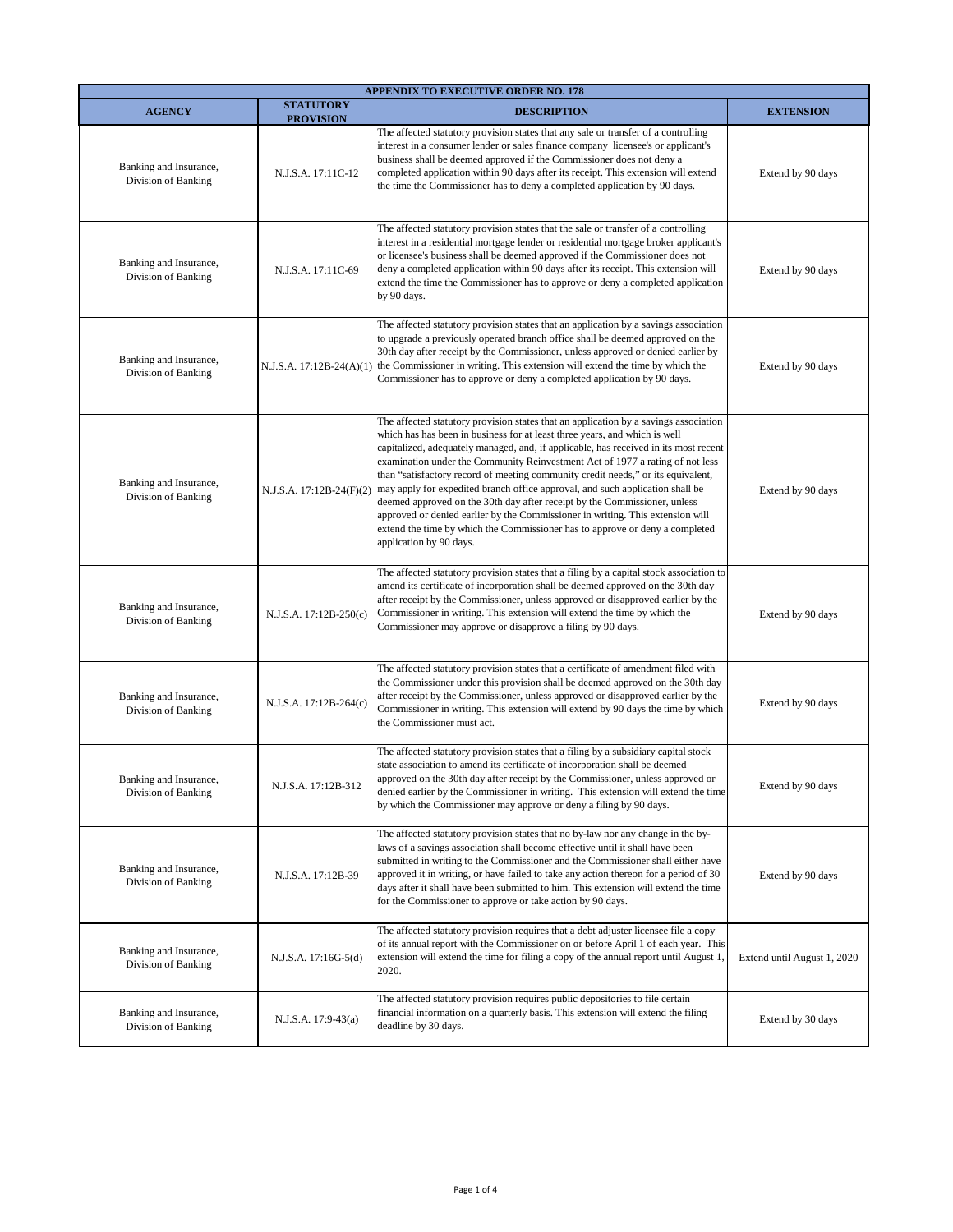| APPENDIX TO EXECUTIVE ORDER NO. 178 | | | |
|---|---|---|---|
| **AGENCY** | **STATUTORY PROVISION** | **DESCRIPTION** | **EXTENSION** |
| Banking and Insurance, Division of Banking | N.J.S.A. 17:11C-12 | The affected statutory provision states that any sale or transfer of a controlling interest in a consumer lender or sales finance company licensee's or applicant's business shall be deemed approved if the Commissioner does not deny a completed application within 90 days after its receipt. This extension will extend the time the Commissioner has to deny a completed application by 90 days. | Extend by 90 days |
| Banking and Insurance, Division of Banking | N.J.S.A. 17:11C-69 | The affected statutory provision states that the sale or transfer of a controlling interest in a residential mortgage lender or residential mortgage broker applicant's or licensee's business shall be deemed approved if the Commissioner does not deny a completed application within 90 days after its receipt. This extension will extend the time the Commissioner has to approve or deny a completed application by 90 days. | Extend by 90 days |
| Banking and Insurance, Division of Banking | N.J.S.A. 17:12B-24(A)(1) | The affected statutory provision states that an application by a savings association to upgrade a previously operated branch office shall be deemed approved on the 30th day after receipt by the Commissioner, unless approved or denied earlier by the Commissioner in writing. This extension will extend the time by which the Commissioner has to approve or deny a completed application by 90 days. | Extend by 90 days |
| Banking and Insurance, Division of Banking | N.J.S.A. 17:12B-24(F)(2) | The affected statutory provision states that an application by a savings association which has has been in business for at least three years, and which is well capitalized, adequately managed, and, if applicable, has received in its most recent examination under the Community Reinvestment Act of 1977 a rating of not less than "satisfactory record of meeting community credit needs," or its equivalent, may apply for expedited branch office approval, and such application shall be deemed approved on the 30th day after receipt by the Commissioner, unless approved or denied earlier by the Commissioner in writing. This extension will extend the time by which the Commissioner has to approve or deny a completed application by 90 days. | Extend by 90 days |
| Banking and Insurance, Division of Banking | N.J.S.A. 17:12B-250(c) | The affected statutory provision states that a filing by a capital stock association to amend its certificate of incorporation shall be deemed approved on the 30th day after receipt by the Commissioner, unless approved or disapproved earlier by the Commissioner in writing. This extension will extend the time by which the Commissioner may approve or disapprove a filing by 90 days. | Extend by 90 days |
| Banking and Insurance, Division of Banking | N.J.S.A. 17:12B-264(c) | The affected statutory provision states that a certificate of amendment filed with the Commissioner under this provision shall be deemed approved on the 30th day after receipt by the Commissioner, unless approved or disapproved earlier by the Commissioner in writing. This extension will extend by 90 days the time by which the Commissioner must act. | Extend by 90 days |
| Banking and Insurance, Division of Banking | N.J.S.A. 17:12B-312 | The affected statutory provision states that a filing by a subsidiary capital stock state association to amend its certificate of incorporation shall be deemed approved on the 30th day after receipt by the Commissioner, unless approved or denied earlier by the Commissioner in writing. This extension will extend the time by which the Commissioner may approve or deny a filing by 90 days. | Extend by 90 days |
| Banking and Insurance, Division of Banking | N.J.S.A. 17:12B-39 | The affected statutory provision states that no by-law nor any change in the by-laws of a savings association shall become effective until it shall have been submitted in writing to the Commissioner and the Commissioner shall either have approved it in writing, or have failed to take any action thereon for a period of 30 days after it shall have been submitted to him. This extension will extend the time for the Commissioner to approve or take action by 90 days. | Extend by 90 days |
| Banking and Insurance, Division of Banking | N.J.S.A. 17:16G-5(d) | The affected statutory provision requires that a debt adjuster licensee file a copy of its annual report with the Commissioner on or before April 1 of each year. This extension will extend the time for filing a copy of the annual report until August 1, 2020. | Extend until August 1, 2020 |
| Banking and Insurance, Division of Banking | N.J.S.A. 17:9-43(a) | The affected statutory provision requires public depositories to file certain financial information on a quarterly basis. This extension will extend the filing deadline by 30 days. | Extend by 30 days |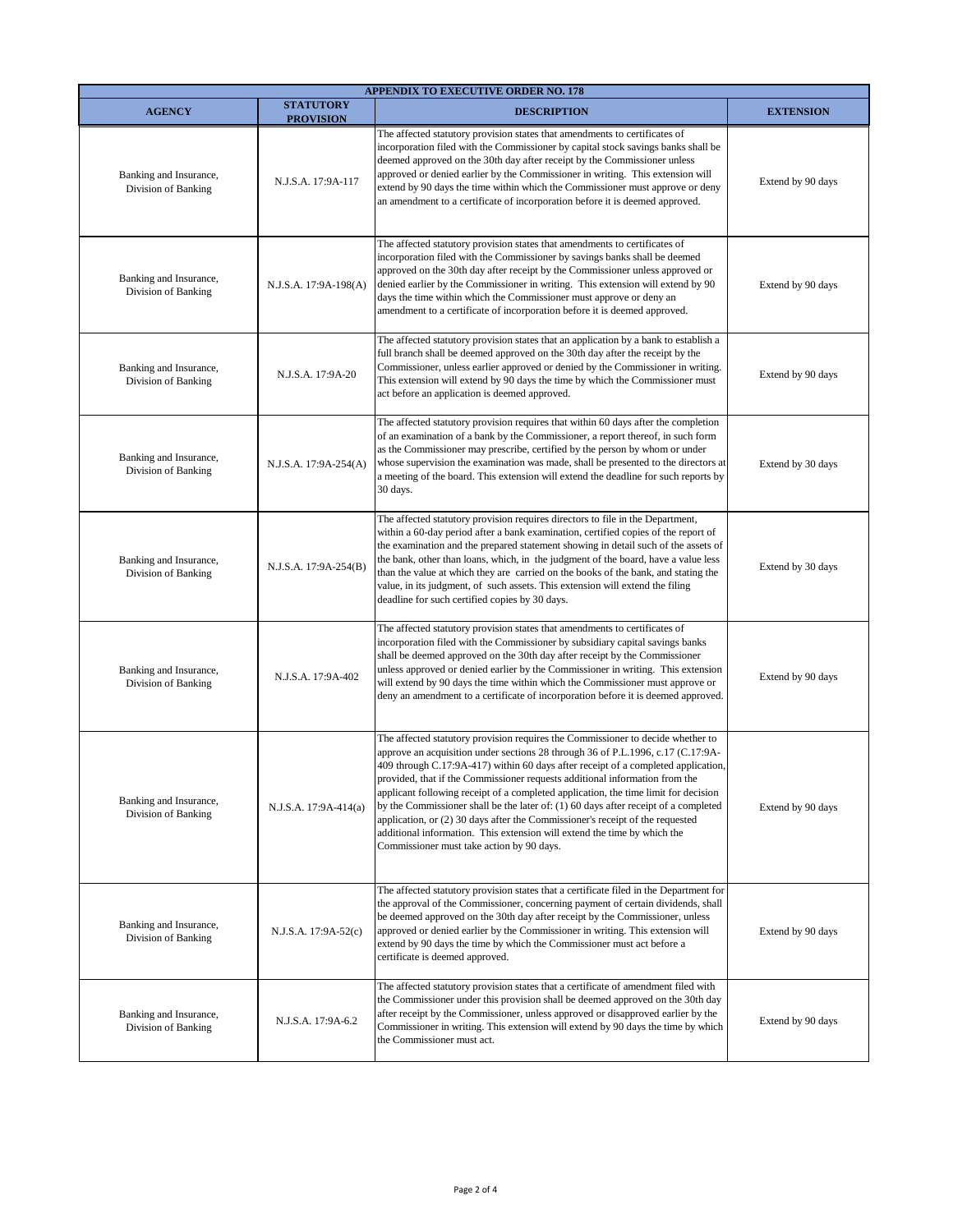| APPENDIX TO EXECUTIVE ORDER NO. 178 | | | |
|---|---|---|---|
| **AGENCY** | **STATUTORY PROVISION** | **DESCRIPTION** | **EXTENSION** |
| Banking and Insurance, Division of Banking | N.J.S.A. 17:9A-117 | The affected statutory provision states that amendments to certificates of incorporation filed with the Commissioner by capital stock savings banks shall be deemed approved on the 30th day after receipt by the Commissioner unless approved or denied earlier by the Commissioner in writing. This extension will extend by 90 days the time within which the Commissioner must approve or deny an amendment to a certificate of incorporation before it is deemed approved. | Extend by 90 days |
| Banking and Insurance, Division of Banking | N.J.S.A. 17:9A-198(A) | The affected statutory provision states that amendments to certificates of incorporation filed with the Commissioner by savings banks shall be deemed approved on the 30th day after receipt by the Commissioner unless approved or denied earlier by the Commissioner in writing. This extension will extend by 90 days the time within which the Commissioner must approve or deny an amendment to a certificate of incorporation before it is deemed approved. | Extend by 90 days |
| Banking and Insurance, Division of Banking | N.J.S.A. 17:9A-20 | The affected statutory provision states that an application by a bank to establish a full branch shall be deemed approved on the 30th day after the receipt by the Commissioner, unless earlier approved or denied by the Commissioner in writing. This extension will extend by 90 days the time by which the Commissioner must act before an application is deemed approved. | Extend by 90 days |
| Banking and Insurance, Division of Banking | N.J.S.A. 17:9A-254(A) | The affected statutory provision requires that within 60 days after the completion of an examination of a bank by the Commissioner, a report thereof, in such form as the Commissioner may prescribe, certified by the person by whom or under whose supervision the examination was made, shall be presented to the directors at a meeting of the board. This extension will extend the deadline for such reports by 30 days. | Extend by 30 days |
| Banking and Insurance, Division of Banking | N.J.S.A. 17:9A-254(B) | The affected statutory provision requires directors to file in the Department, within a 60-day period after a bank examination, certified copies of the report of the examination and the prepared statement showing in detail such of the assets of the bank, other than loans, which, in the judgment of the board, have a value less than the value at which they are carried on the books of the bank, and stating the value, in its judgment, of such assets. This extension will extend the filing deadline for such certified copies by 30 days. | Extend by 30 days |
| Banking and Insurance, Division of Banking | N.J.S.A. 17:9A-402 | The affected statutory provision states that amendments to certificates of incorporation filed with the Commissioner by subsidiary capital savings banks shall be deemed approved on the 30th day after receipt by the Commissioner unless approved or denied earlier by the Commissioner in writing. This extension will extend by 90 days the time within which the Commissioner must approve or deny an amendment to a certificate of incorporation before it is deemed approved. | Extend by 90 days |
| Banking and Insurance, Division of Banking | N.J.S.A. 17:9A-414(a) | The affected statutory provision requires the Commissioner to decide whether to approve an acquisition under sections 28 through 36 of P.L.1996, c.17 (C.17:9A-409 through C.17:9A-417) within 60 days after receipt of a completed application, provided, that if the Commissioner requests additional information from the applicant following receipt of a completed application, the time limit for decision by the Commissioner shall be the later of: (1) 60 days after receipt of a completed application, or (2) 30 days after the Commissioner's receipt of the requested additional information. This extension will extend the time by which the Commissioner must take action by 90 days. | Extend by 90 days |
| Banking and Insurance, Division of Banking | N.J.S.A. 17:9A-52(c) | The affected statutory provision states that a certificate filed in the Department for the approval of the Commissioner, concerning payment of certain dividends, shall be deemed approved on the 30th day after receipt by the Commissioner, unless approved or denied earlier by the Commissioner in writing. This extension will extend by 90 days the time by which the Commissioner must act before a certificate is deemed approved. | Extend by 90 days |
| Banking and Insurance, Division of Banking | N.J.S.A. 17:9A-6.2 | The affected statutory provision states that a certificate of amendment filed with the Commissioner under this provision shall be deemed approved on the 30th day after receipt by the Commissioner, unless approved or disapproved earlier by the Commissioner in writing. This extension will extend by 90 days the time by which the Commissioner must act. | Extend by 90 days |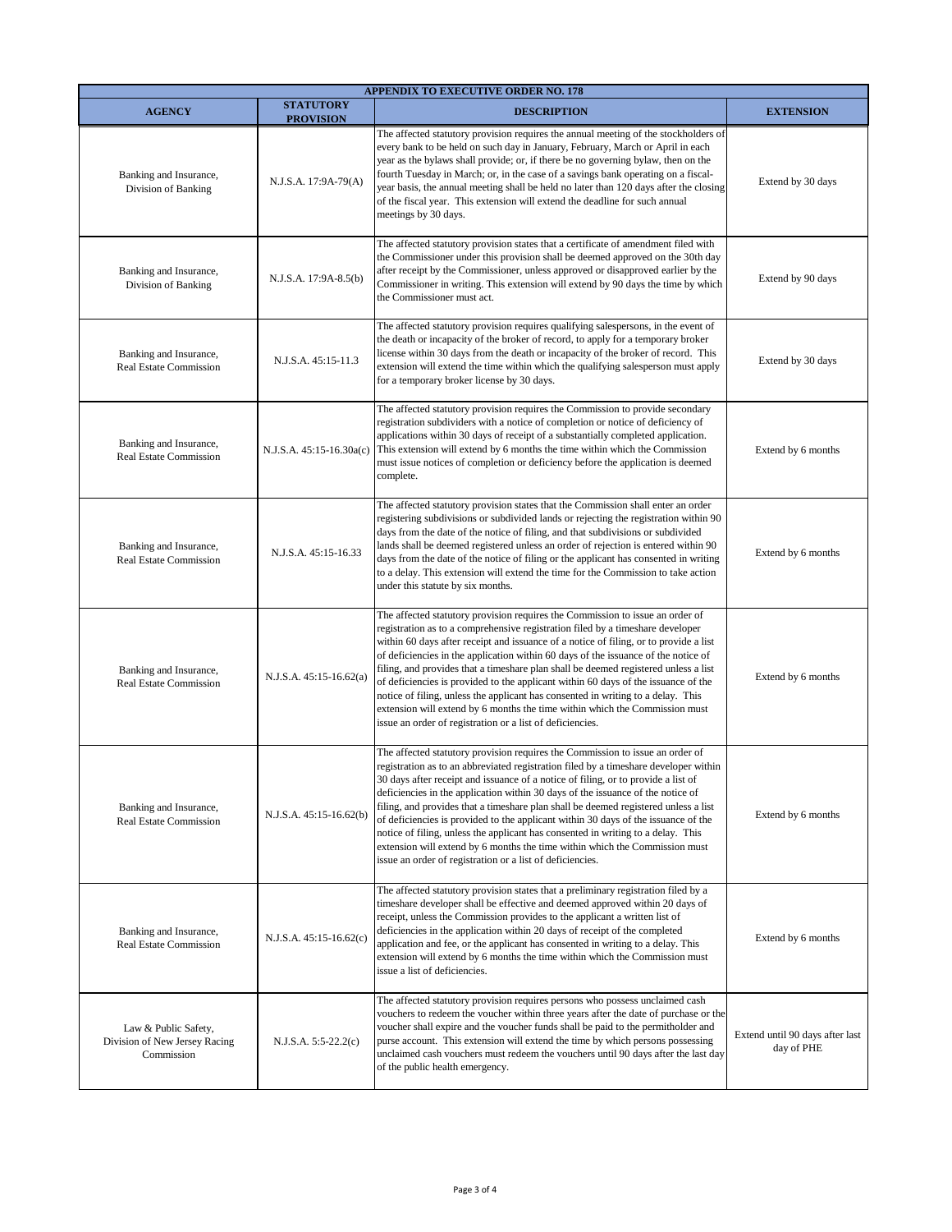| APPENDIX TO EXECUTIVE ORDER NO. 178 | | | |
|---|---|---|---|
| **AGENCY** | **STATUTORY PROVISION** | **DESCRIPTION** | **EXTENSION** |
| Banking and Insurance, Division of Banking | N.J.S.A. 17:9A-79(A) | The affected statutory provision requires the annual meeting of the stockholders of every bank to be held on such day in January, February, March or April in each year as the bylaws shall provide; or, if there be no governing bylaw, then on the fourth Tuesday in March; or, in the case of a savings bank operating on a fiscal-year basis, the annual meeting shall be held no later than 120 days after the closing of the fiscal year. This extension will extend the deadline for such annual meetings by 30 days. | Extend by 30 days |
| Banking and Insurance, Division of Banking | N.J.S.A. 17:9A-8.5(b) | The affected statutory provision states that a certificate of amendment filed with the Commissioner under this provision shall be deemed approved on the 30th day after receipt by the Commissioner, unless approved or disapproved earlier by the Commissioner in writing. This extension will extend by 90 days the time by which the Commissioner must act. | Extend by 90 days |
| Banking and Insurance, Real Estate Commission | N.J.S.A. 45:15-11.3 | The affected statutory provision requires qualifying salespersons, in the event of the death or incapacity of the broker of record, to apply for a temporary broker license within 30 days from the death or incapacity of the broker of record. This extension will extend the time within which the qualifying salesperson must apply for a temporary broker license by 30 days. | Extend by 30 days |
| Banking and Insurance, Real Estate Commission | N.J.S.A. 45:15-16.30a(c) | The affected statutory provision requires the Commission to provide secondary registration subdividers with a notice of completion or notice of deficiency of applications within 30 days of receipt of a substantially completed application. This extension will extend by 6 months the time within which the Commission must issue notices of completion or deficiency before the application is deemed complete. | Extend by 6 months |
| Banking and Insurance, Real Estate Commission | N.J.S.A. 45:15-16.33 | The affected statutory provision states that the Commission shall enter an order registering subdivisions or subdivided lands or rejecting the registration within 90 days from the date of the notice of filing, and that subdivisions or subdivided lands shall be deemed registered unless an order of rejection is entered within 90 days from the date of the notice of filing or the applicant has consented in writing to a delay. This extension will extend the time for the Commission to take action under this statute by six months. | Extend by 6 months |
| Banking and Insurance, Real Estate Commission | N.J.S.A. 45:15-16.62(a) | The affected statutory provision requires the Commission to issue an order of registration as to a comprehensive registration filed by a timeshare developer within 60 days after receipt and issuance of a notice of filing, or to provide a list of deficiencies in the application within 60 days of the issuance of the notice of filing, and provides that a timeshare plan shall be deemed registered unless a list of deficiencies is provided to the applicant within 60 days of the issuance of the notice of filing, unless the applicant has consented in writing to a delay. This extension will extend by 6 months the time within which the Commission must issue an order of registration or a list of deficiencies. | Extend by 6 months |
| Banking and Insurance, Real Estate Commission | N.J.S.A. 45:15-16.62(b) | The affected statutory provision requires the Commission to issue an order of registration as to an abbreviated registration filed by a timeshare developer within 30 days after receipt and issuance of a notice of filing, or to provide a list of deficiencies in the application within 30 days of the issuance of the notice of filing, and provides that a timeshare plan shall be deemed registered unless a list of deficiencies is provided to the applicant within 30 days of the issuance of the notice of filing, unless the applicant has consented in writing to a delay. This extension will extend by 6 months the time within which the Commission must issue an order of registration or a list of deficiencies. | Extend by 6 months |
| Banking and Insurance, Real Estate Commission | N.J.S.A. 45:15-16.62(c) | The affected statutory provision states that a preliminary registration filed by a timeshare developer shall be effective and deemed approved within 20 days of receipt, unless the Commission provides to the applicant a written list of deficiencies in the application within 20 days of receipt of the completed application and fee, or the applicant has consented in writing to a delay. This extension will extend by 6 months the time within which the Commission must issue a list of deficiencies. | Extend by 6 months |
| Law & Public Safety, Division of New Jersey Racing Commission | N.J.S.A. 5:5-22.2(c) | The affected statutory provision requires persons who possess unclaimed cash vouchers to redeem the voucher within three years after the date of purchase or the voucher shall expire and the voucher funds shall be paid to the permitholder and purse account. This extension will extend the time by which persons possessing unclaimed cash vouchers must redeem the vouchers until 90 days after the last day of the public health emergency. | Extend until 90 days after last day of PHE |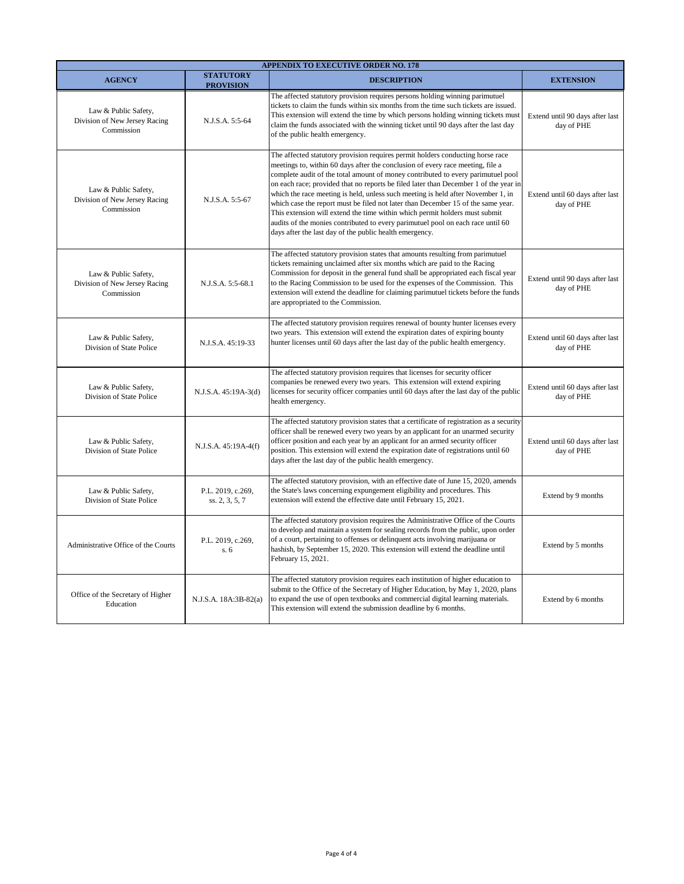| APPENDIX TO EXECUTIVE ORDER NO. 178 | | | |
|---|---|---|---|
| **AGENCY** | **STATUTORY PROVISION** | **DESCRIPTION** | **EXTENSION** |
| Law & Public Safety, Division of New Jersey Racing Commission | N.J.S.A. 5:5-64 | The affected statutory provision requires persons holding winning parimutuel tickets to claim the funds within six months from the time such tickets are issued. This extension will extend the time by which persons holding winning tickets must claim the funds associated with the winning ticket until 90 days after the last day of the public health emergency. | Extend until 90 days after last day of PHE |
| Law & Public Safety, Division of New Jersey Racing Commission | N.J.S.A. 5:5-67 | The affected statutory provision requires permit holders conducting horse race meetings to, within 60 days after the conclusion of every race meeting, file a complete audit of the total amount of money contributed to every parimutuel pool on each race; provided that no reports be filed later than December 1 of the year in which the race meeting is held, unless such meeting is held after November 1, in which case the report must be filed not later than December 15 of the same year. This extension will extend the time within which permit holders must submit audits of the monies contributed to every parimutuel pool on each race until 60 days after the last day of the public health emergency. | Extend until 60 days after last day of PHE |
| Law & Public Safety, Division of New Jersey Racing Commission | N.J.S.A. 5:5-68.1 | The affected statutory provision states that amounts resulting from parimutuel tickets remaining unclaimed after six months which are paid to the Racing Commission for deposit in the general fund shall be appropriated each fiscal year to the Racing Commission to be used for the expenses of the Commission. This extension will extend the deadline for claiming parimutuel tickets before the funds are appropriated to the Commission. | Extend until 90 days after last day of PHE |
| Law & Public Safety, Division of State Police | N.J.S.A. 45:19-33 | The affected statutory provision requires renewal of bounty hunter licenses every two years. This extension will extend the expiration dates of expiring bounty hunter licenses until 60 days after the last day of the public health emergency. | Extend until 60 days after last day of PHE |
| Law & Public Safety, Division of State Police | N.J.S.A. 45:19A-3(d) | The affected statutory provision requires that licenses for security officer companies be renewed every two years. This extension will extend expiring licenses for security officer companies until 60 days after the last day of the public health emergency. | Extend until 60 days after last day of PHE |
| Law & Public Safety, Division of State Police | N.J.S.A. 45:19A-4(f) | The affected statutory provision states that a certificate of registration as a security officer shall be renewed every two years by an applicant for an unarmed security officer position and each year by an applicant for an armed security officer position. This extension will extend the expiration date of registrations until 60 days after the last day of the public health emergency. | Extend until 60 days after last day of PHE |
| Law & Public Safety, Division of State Police | P.L. 2019, c.269, ss. 2, 3, 5, 7 | The affected statutory provision, with an effective date of June 15, 2020, amends the State's laws concerning expungement eligibility and procedures. This extension will extend the effective date until February 15, 2021. | Extend by 9 months |
| Administrative Office of the Courts | P.L. 2019, c.269, s. 6 | The affected statutory provision requires the Administrative Office of the Courts to develop and maintain a system for sealing records from the public, upon order of a court, pertaining to offenses or delinquent acts involving marijuana or hashish, by September 15, 2020. This extension will extend the deadline until February 15, 2021. | Extend by 5 months |
| Office of the Secretary of Higher Education | N.J.S.A. 18A:3B-82(a) | The affected statutory provision requires each institution of higher education to submit to the Office of the Secretary of Higher Education, by May 1, 2020, plans to expand the use of open textbooks and commercial digital learning materials. This extension will extend the submission deadline by 6 months. | Extend by 6 months |